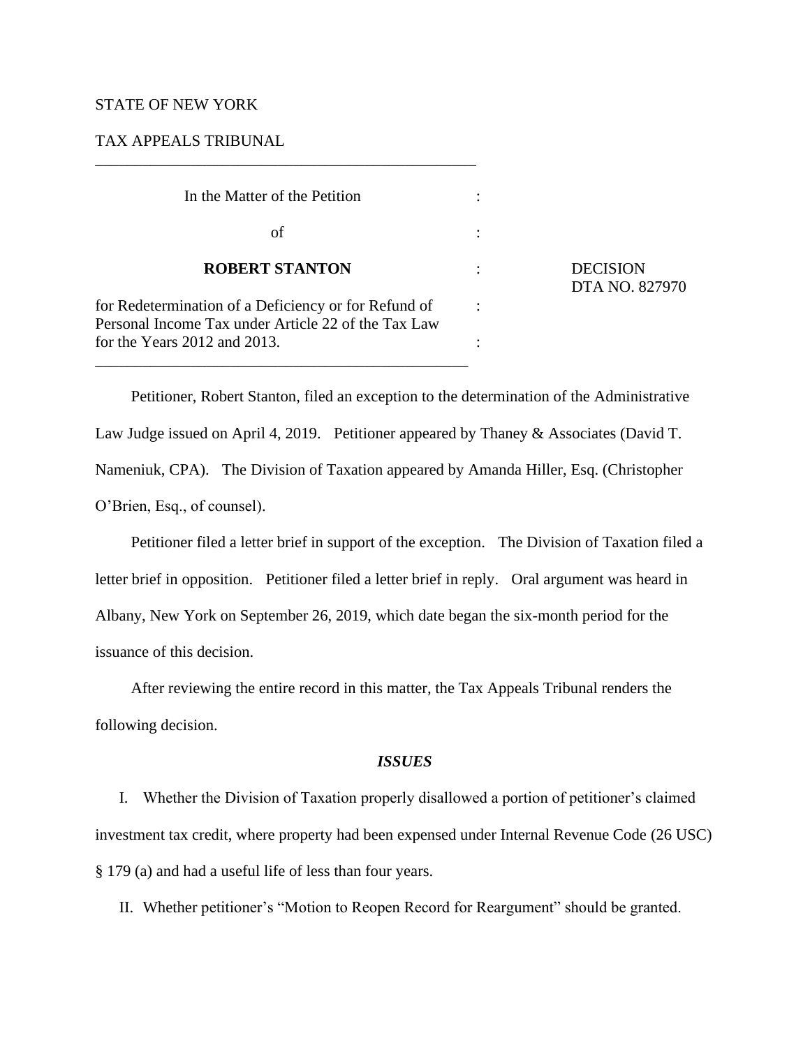STATE OF NEW YORK

TAX APPEALS TRIBUNAL

---

| | | |
|---|---|---|
| In the Matter of the Petition | : | |
| of | : | |
| **ROBERT STANTON** | : | DECISION DTA NO. 827970 |
| for Redetermination of a Deficiency or for Refund of Personal Income Tax under Article 22 of the Tax Law for the Years 2012 and 2013. | : | |

---

Petitioner, Robert Stanton, filed an exception to the determination of the Administrative Law Judge issued on April 4, 2019. Petitioner appeared by Thaney & Associates (David T. Nameniuk, CPA). The Division of Taxation appeared by Amanda Hiller, Esq. (Christopher O'Brien, Esq., of counsel).

Petitioner filed a letter brief in support of the exception. The Division of Taxation filed a letter brief in opposition. Petitioner filed a letter brief in reply. Oral argument was heard in Albany, New York on September 26, 2019, which date began the six-month period for the issuance of this decision.

After reviewing the entire record in this matter, the Tax Appeals Tribunal renders the following decision.

***ISSUES***

I. Whether the Division of Taxation properly disallowed a portion of petitioner's claimed investment tax credit, where property had been expensed under Internal Revenue Code (26 USC) § 179 (a) and had a useful life of less than four years.

II. Whether petitioner's "Motion to Reopen Record for Reargument" should be granted.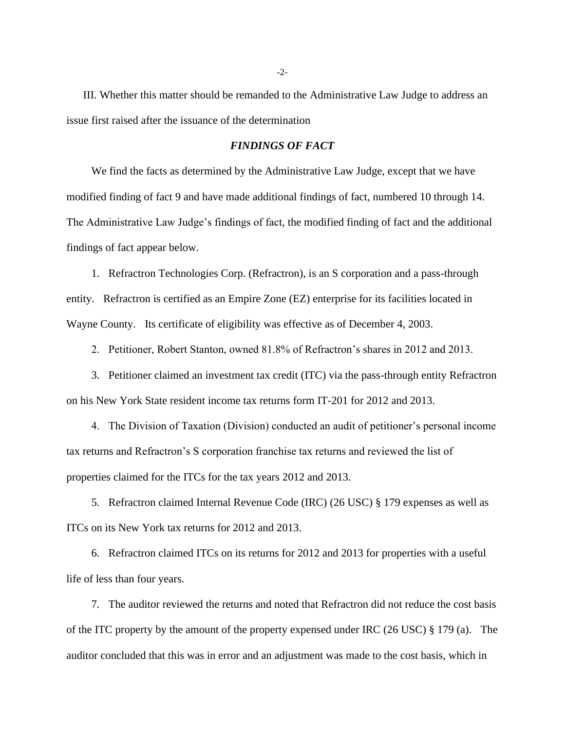III. Whether this matter should be remanded to the Administrative Law Judge to address an issue first raised after the issuance of the determination

## *FINDINGS OF FACT*

We find the facts as determined by the Administrative Law Judge, except that we have modified finding of fact 9 and have made additional findings of fact, numbered 10 through 14. The Administrative Law Judge's findings of fact, the modified finding of fact and the additional findings of fact appear below.

1. Refractron Technologies Corp. (Refractron), is an S corporation and a pass-through entity. Refractron is certified as an Empire Zone (EZ) enterprise for its facilities located in Wayne County. Its certificate of eligibility was effective as of December 4, 2003.

2. Petitioner, Robert Stanton, owned 81.8% of Refractron's shares in 2012 and 2013.

3. Petitioner claimed an investment tax credit (ITC) via the pass-through entity Refractron on his New York State resident income tax returns form IT-201 for 2012 and 2013.

4. The Division of Taxation (Division) conducted an audit of petitioner's personal income tax returns and Refractron's S corporation franchise tax returns and reviewed the list of properties claimed for the ITCs for the tax years 2012 and 2013.

5. Refractron claimed Internal Revenue Code (IRC) (26 USC) § 179 expenses as well as ITCs on its New York tax returns for 2012 and 2013.

6. Refractron claimed ITCs on its returns for 2012 and 2013 for properties with a useful life of less than four years.

7. The auditor reviewed the returns and noted that Refractron did not reduce the cost basis of the ITC property by the amount of the property expensed under IRC (26 USC) § 179 (a). The auditor concluded that this was in error and an adjustment was made to the cost basis, which in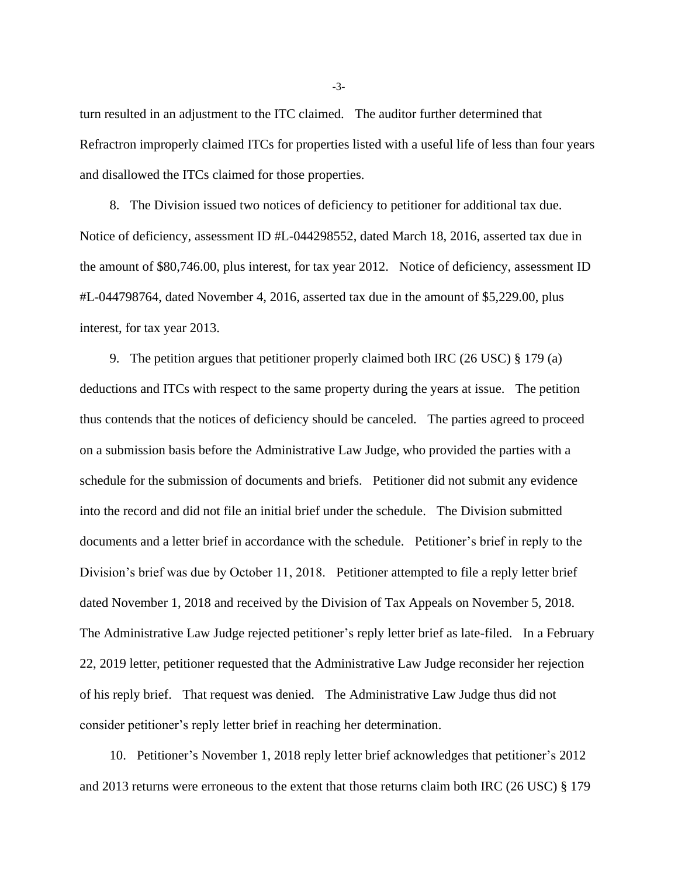turn resulted in an adjustment to the ITC claimed. The auditor further determined that Refractron improperly claimed ITCs for properties listed with a useful life of less than four years and disallowed the ITCs claimed for those properties.

8. The Division issued two notices of deficiency to petitioner for additional tax due. Notice of deficiency, assessment ID #L-044298552, dated March 18, 2016, asserted tax due in the amount of $80,746.00, plus interest, for tax year 2012. Notice of deficiency, assessment ID #L-044798764, dated November 4, 2016, asserted tax due in the amount of $5,229.00, plus interest, for tax year 2013.

9. The petition argues that petitioner properly claimed both IRC (26 USC) § 179 (a) deductions and ITCs with respect to the same property during the years at issue. The petition thus contends that the notices of deficiency should be canceled. The parties agreed to proceed on a submission basis before the Administrative Law Judge, who provided the parties with a schedule for the submission of documents and briefs. Petitioner did not submit any evidence into the record and did not file an initial brief under the schedule. The Division submitted documents and a letter brief in accordance with the schedule. Petitioner's brief in reply to the Division's brief was due by October 11, 2018. Petitioner attempted to file a reply letter brief dated November 1, 2018 and received by the Division of Tax Appeals on November 5, 2018. The Administrative Law Judge rejected petitioner's reply letter brief as late-filed. In a February 22, 2019 letter, petitioner requested that the Administrative Law Judge reconsider her rejection of his reply brief. That request was denied. The Administrative Law Judge thus did not consider petitioner's reply letter brief in reaching her determination.

10. Petitioner's November 1, 2018 reply letter brief acknowledges that petitioner's 2012 and 2013 returns were erroneous to the extent that those returns claim both IRC (26 USC) § 179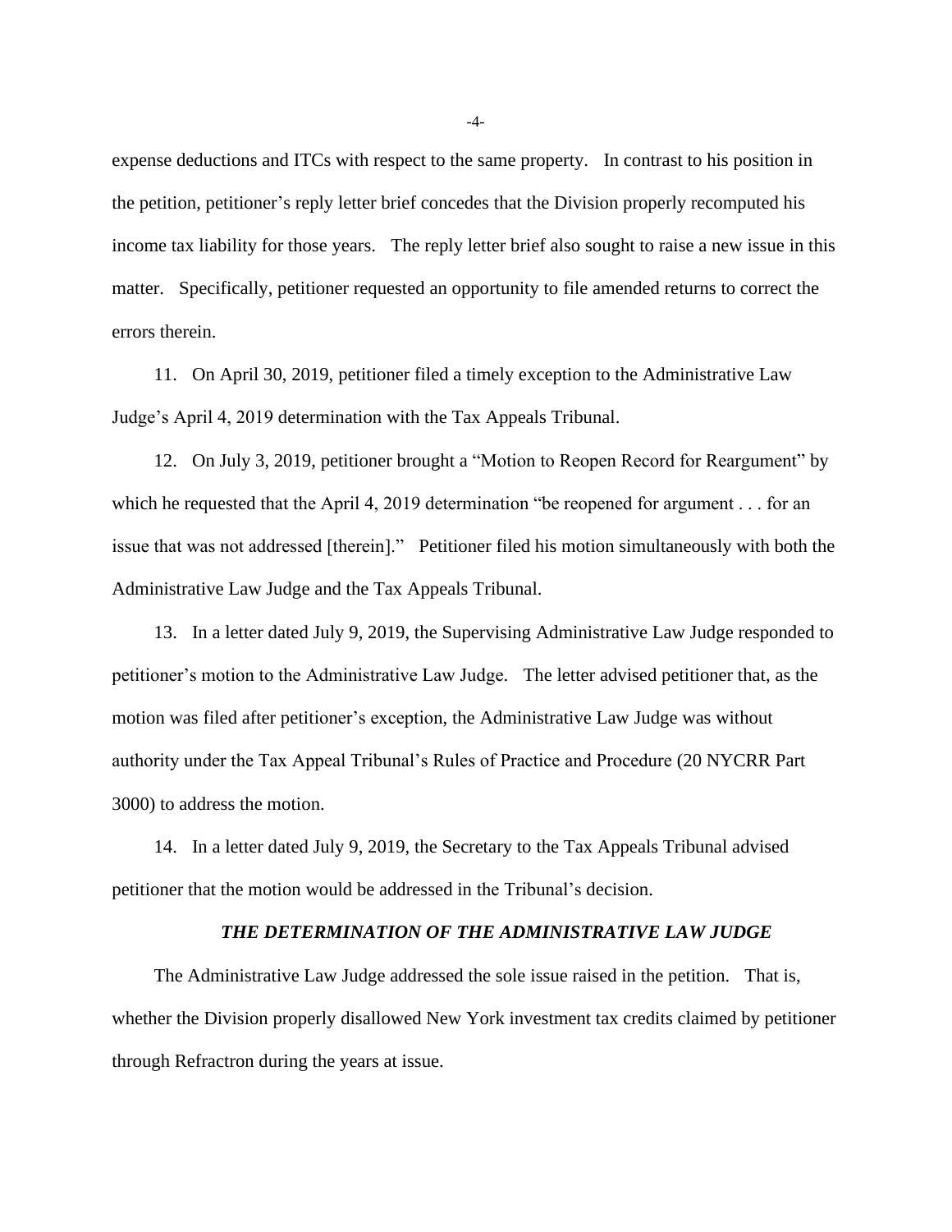expense deductions and ITCs with respect to the same property. In contrast to his position in the petition, petitioner's reply letter brief concedes that the Division properly recomputed his income tax liability for those years. The reply letter brief also sought to raise a new issue in this matter. Specifically, petitioner requested an opportunity to file amended returns to correct the errors therein.

11. On April 30, 2019, petitioner filed a timely exception to the Administrative Law Judge's April 4, 2019 determination with the Tax Appeals Tribunal.

12. On July 3, 2019, petitioner brought a "Motion to Reopen Record for Reargument" by which he requested that the April 4, 2019 determination "be reopened for argument . . . for an issue that was not addressed [therein]." Petitioner filed his motion simultaneously with both the Administrative Law Judge and the Tax Appeals Tribunal.

13. In a letter dated July 9, 2019, the Supervising Administrative Law Judge responded to petitioner's motion to the Administrative Law Judge. The letter advised petitioner that, as the motion was filed after petitioner's exception, the Administrative Law Judge was without authority under the Tax Appeal Tribunal's Rules of Practice and Procedure (20 NYCRR Part 3000) to address the motion.

14. In a letter dated July 9, 2019, the Secretary to the Tax Appeals Tribunal advised petitioner that the motion would be addressed in the Tribunal's decision.

### *THE DETERMINATION OF THE ADMINISTRATIVE LAW JUDGE*

The Administrative Law Judge addressed the sole issue raised in the petition. That is, whether the Division properly disallowed New York investment tax credits claimed by petitioner through Refractron during the years at issue.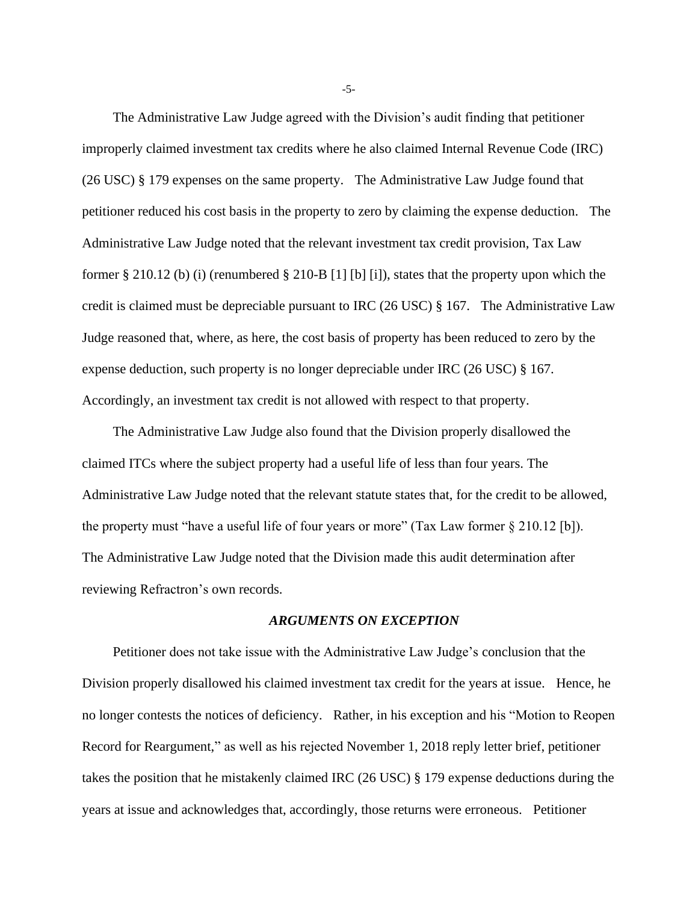The Administrative Law Judge agreed with the Division's audit finding that petitioner improperly claimed investment tax credits where he also claimed Internal Revenue Code (IRC) (26 USC) § 179 expenses on the same property. The Administrative Law Judge found that petitioner reduced his cost basis in the property to zero by claiming the expense deduction. The Administrative Law Judge noted that the relevant investment tax credit provision, Tax Law former § 210.12 (b) (i) (renumbered § 210-B [1] [b] [i]), states that the property upon which the credit is claimed must be depreciable pursuant to IRC (26 USC) § 167. The Administrative Law Judge reasoned that, where, as here, the cost basis of property has been reduced to zero by the expense deduction, such property is no longer depreciable under IRC (26 USC) § 167. Accordingly, an investment tax credit is not allowed with respect to that property.

The Administrative Law Judge also found that the Division properly disallowed the claimed ITCs where the subject property had a useful life of less than four years. The Administrative Law Judge noted that the relevant statute states that, for the credit to be allowed, the property must "have a useful life of four years or more" (Tax Law former § 210.12 [b]). The Administrative Law Judge noted that the Division made this audit determination after reviewing Refractron's own records.

### *ARGUMENTS ON EXCEPTION*

Petitioner does not take issue with the Administrative Law Judge's conclusion that the Division properly disallowed his claimed investment tax credit for the years at issue. Hence, he no longer contests the notices of deficiency. Rather, in his exception and his "Motion to Reopen Record for Reargument," as well as his rejected November 1, 2018 reply letter brief, petitioner takes the position that he mistakenly claimed IRC (26 USC) § 179 expense deductions during the years at issue and acknowledges that, accordingly, those returns were erroneous. Petitioner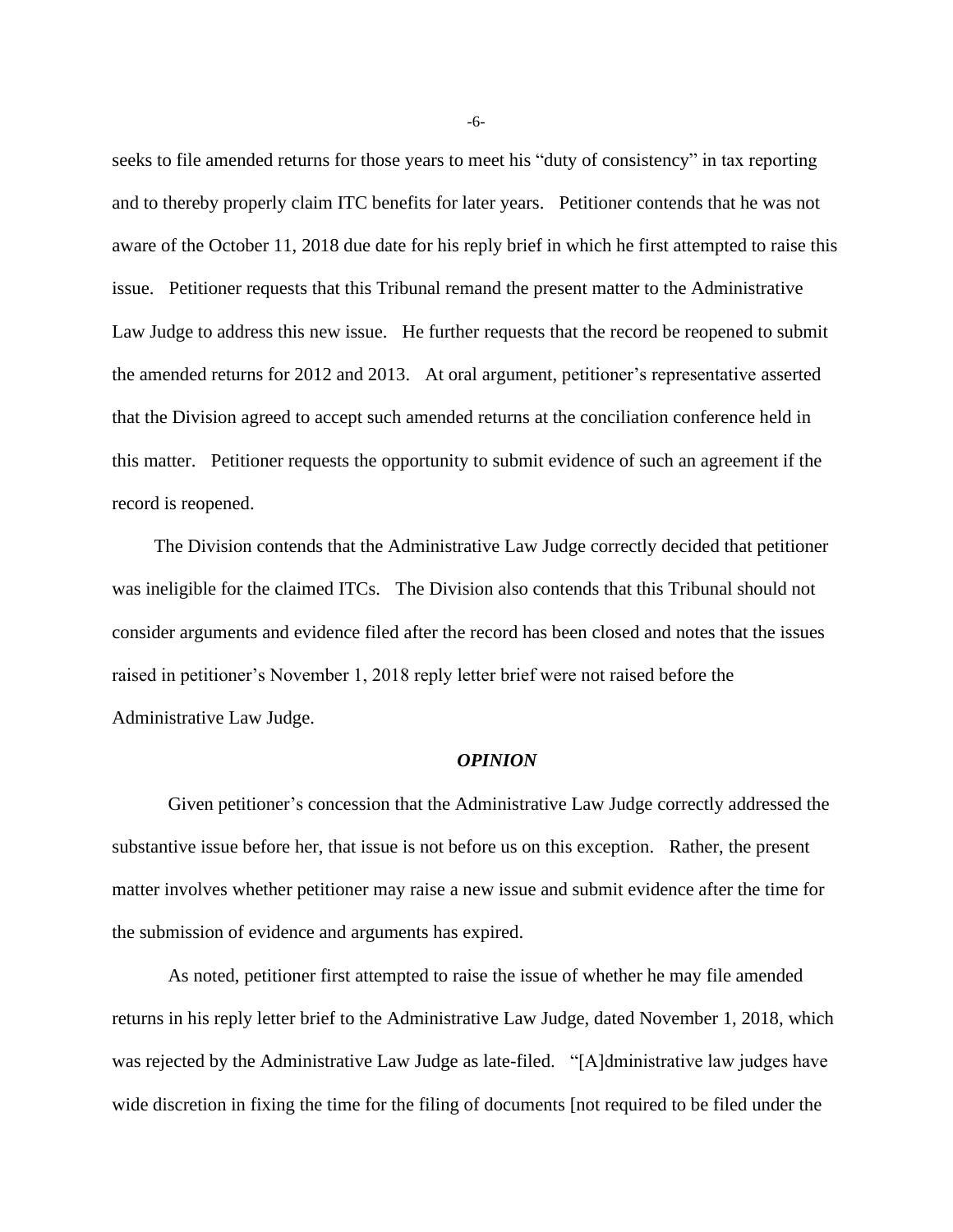seeks to file amended returns for those years to meet his "duty of consistency" in tax reporting and to thereby properly claim ITC benefits for later years. Petitioner contends that he was not aware of the October 11, 2018 due date for his reply brief in which he first attempted to raise this issue. Petitioner requests that this Tribunal remand the present matter to the Administrative Law Judge to address this new issue. He further requests that the record be reopened to submit the amended returns for 2012 and 2013. At oral argument, petitioner's representative asserted that the Division agreed to accept such amended returns at the conciliation conference held in this matter. Petitioner requests the opportunity to submit evidence of such an agreement if the record is reopened.

The Division contends that the Administrative Law Judge correctly decided that petitioner was ineligible for the claimed ITCs. The Division also contends that this Tribunal should not consider arguments and evidence filed after the record has been closed and notes that the issues raised in petitioner's November 1, 2018 reply letter brief were not raised before the Administrative Law Judge.

***OPINION***

Given petitioner's concession that the Administrative Law Judge correctly addressed the substantive issue before her, that issue is not before us on this exception. Rather, the present matter involves whether petitioner may raise a new issue and submit evidence after the time for the submission of evidence and arguments has expired.

As noted, petitioner first attempted to raise the issue of whether he may file amended returns in his reply letter brief to the Administrative Law Judge, dated November 1, 2018, which was rejected by the Administrative Law Judge as late-filed. "[A]dministrative law judges have wide discretion in fixing the time for the filing of documents [not required to be filed under the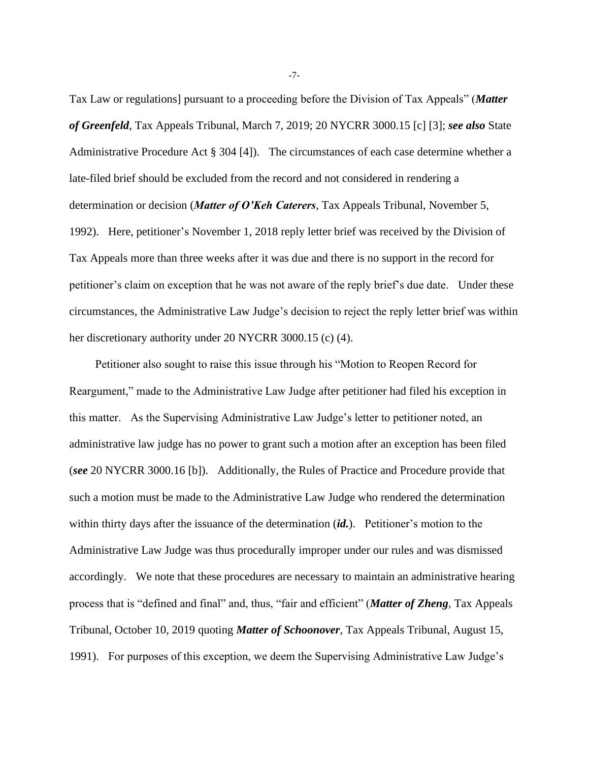Tax Law or regulations] pursuant to a proceeding before the Division of Tax Appeals" (***Matter of Greenfeld***, Tax Appeals Tribunal, March 7, 2019; 20 NYCRR 3000.15 [c] [3]; ***see also*** State Administrative Procedure Act § 304 [4]). The circumstances of each case determine whether a late-filed brief should be excluded from the record and not considered in rendering a determination or decision (***Matter of O'Keh Caterers***, Tax Appeals Tribunal, November 5, 1992). Here, petitioner's November 1, 2018 reply letter brief was received by the Division of Tax Appeals more than three weeks after it was due and there is no support in the record for petitioner's claim on exception that he was not aware of the reply brief's due date. Under these circumstances, the Administrative Law Judge's decision to reject the reply letter brief was within her discretionary authority under 20 NYCRR 3000.15 (c) (4).

Petitioner also sought to raise this issue through his "Motion to Reopen Record for Reargument," made to the Administrative Law Judge after petitioner had filed his exception in this matter. As the Supervising Administrative Law Judge's letter to petitioner noted, an administrative law judge has no power to grant such a motion after an exception has been filed (***see*** 20 NYCRR 3000.16 [b]). Additionally, the Rules of Practice and Procedure provide that such a motion must be made to the Administrative Law Judge who rendered the determination within thirty days after the issuance of the determination (***id.***). Petitioner's motion to the Administrative Law Judge was thus procedurally improper under our rules and was dismissed accordingly. We note that these procedures are necessary to maintain an administrative hearing process that is "defined and final" and, thus, "fair and efficient" (***Matter of Zheng***, Tax Appeals Tribunal, October 10, 2019 quoting ***Matter of Schoonover***, Tax Appeals Tribunal, August 15, 1991). For purposes of this exception, we deem the Supervising Administrative Law Judge's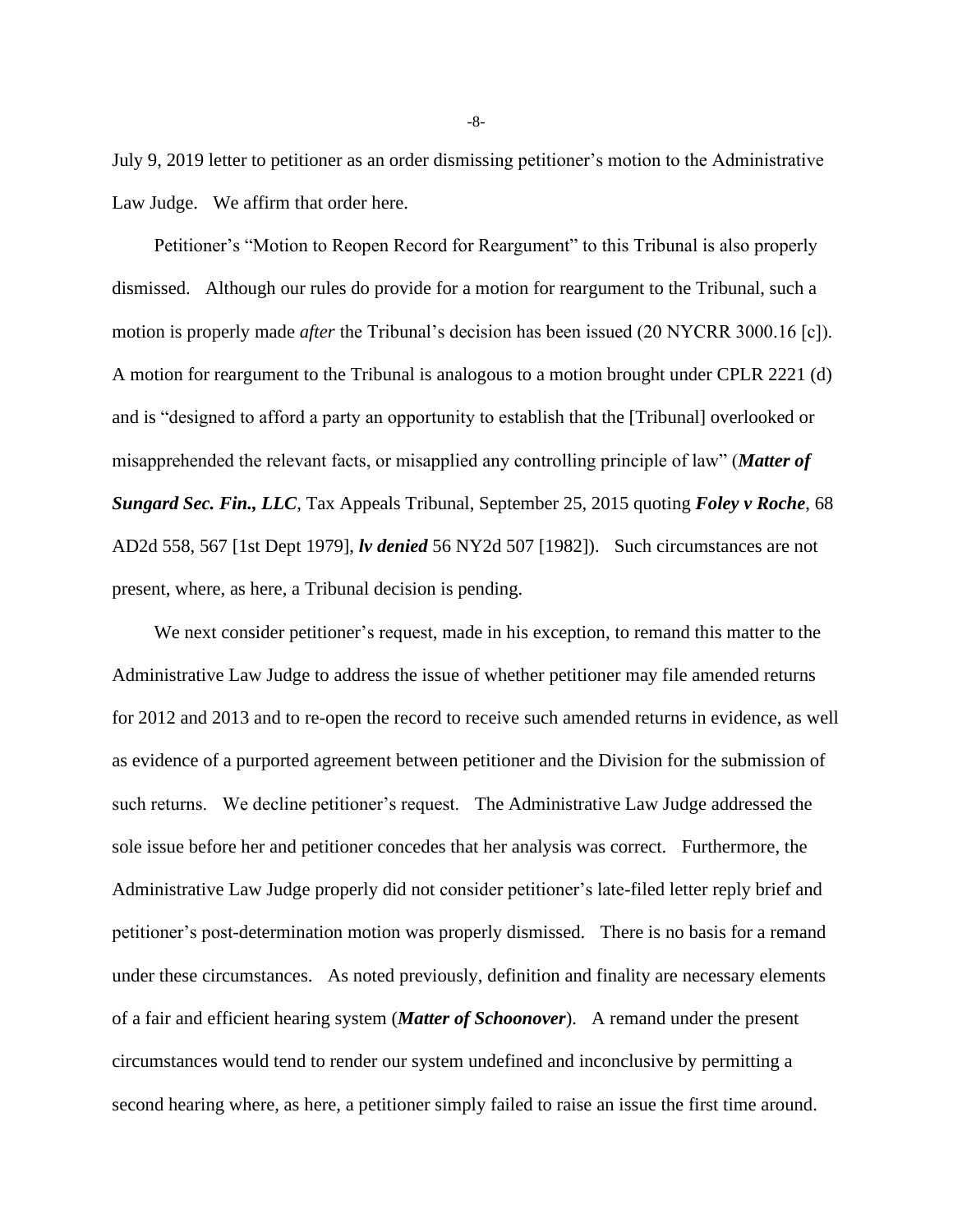July 9, 2019 letter to petitioner as an order dismissing petitioner's motion to the Administrative Law Judge. We affirm that order here.

Petitioner's "Motion to Reopen Record for Reargument" to this Tribunal is also properly dismissed. Although our rules do provide for a motion for reargument to the Tribunal, such a motion is properly made *after* the Tribunal's decision has been issued (20 NYCRR 3000.16 [c]). A motion for reargument to the Tribunal is analogous to a motion brought under CPLR 2221 (d) and is "designed to afford a party an opportunity to establish that the [Tribunal] overlooked or misapprehended the relevant facts, or misapplied any controlling principle of law" (***Matter of Sungard Sec. Fin., LLC***, Tax Appeals Tribunal, September 25, 2015 quoting ***Foley v Roche***, 68 AD2d 558, 567 [1st Dept 1979], ***lv denied*** 56 NY2d 507 [1982]). Such circumstances are not present, where, as here, a Tribunal decision is pending.

We next consider petitioner's request, made in his exception, to remand this matter to the Administrative Law Judge to address the issue of whether petitioner may file amended returns for 2012 and 2013 and to re-open the record to receive such amended returns in evidence, as well as evidence of a purported agreement between petitioner and the Division for the submission of such returns. We decline petitioner's request. The Administrative Law Judge addressed the sole issue before her and petitioner concedes that her analysis was correct. Furthermore, the Administrative Law Judge properly did not consider petitioner's late-filed letter reply brief and petitioner's post-determination motion was properly dismissed. There is no basis for a remand under these circumstances. As noted previously, definition and finality are necessary elements of a fair and efficient hearing system (***Matter of Schoonover***). A remand under the present circumstances would tend to render our system undefined and inconclusive by permitting a second hearing where, as here, a petitioner simply failed to raise an issue the first time around.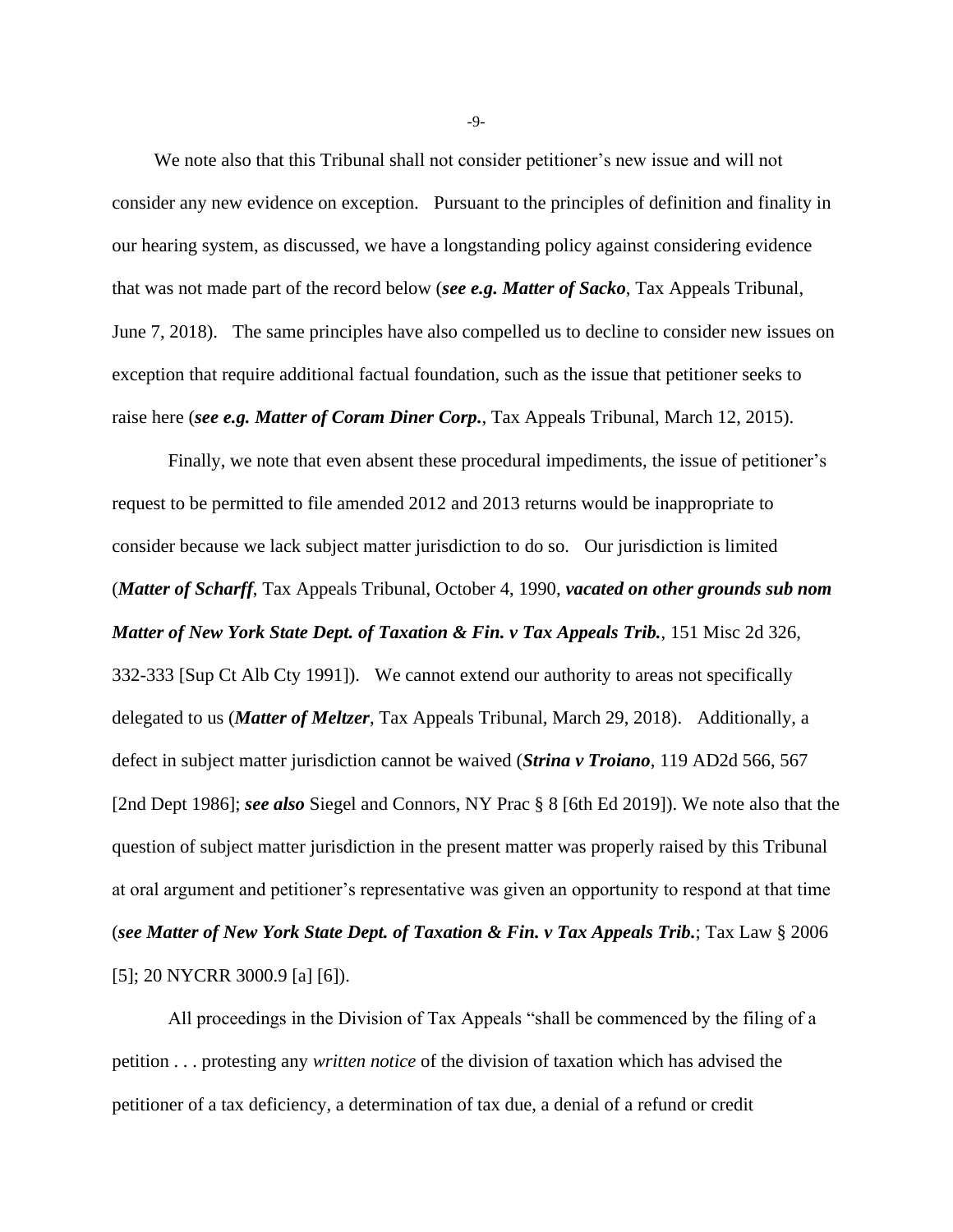We note also that this Tribunal shall not consider petitioner's new issue and will not consider any new evidence on exception. Pursuant to the principles of definition and finality in our hearing system, as discussed, we have a longstanding policy against considering evidence that was not made part of the record below (***see e.g. Matter of Sacko***, Tax Appeals Tribunal, June 7, 2018). The same principles have also compelled us to decline to consider new issues on exception that require additional factual foundation, such as the issue that petitioner seeks to raise here (***see e.g. Matter of Coram Diner Corp.***, Tax Appeals Tribunal, March 12, 2015).

Finally, we note that even absent these procedural impediments, the issue of petitioner's request to be permitted to file amended 2012 and 2013 returns would be inappropriate to consider because we lack subject matter jurisdiction to do so. Our jurisdiction is limited (***Matter of Scharff***, Tax Appeals Tribunal, October 4, 1990, ***vacated on other grounds sub nom Matter of New York State Dept. of Taxation & Fin. v Tax Appeals Trib.***, 151 Misc 2d 326, 332-333 [Sup Ct Alb Cty 1991]). We cannot extend our authority to areas not specifically delegated to us (***Matter of Meltzer***, Tax Appeals Tribunal, March 29, 2018). Additionally, a defect in subject matter jurisdiction cannot be waived (***Strina v Troiano***, 119 AD2d 566, 567 [2nd Dept 1986]; ***see also*** Siegel and Connors, NY Prac § 8 [6th Ed 2019]). We note also that the question of subject matter jurisdiction in the present matter was properly raised by this Tribunal at oral argument and petitioner's representative was given an opportunity to respond at that time (***see Matter of New York State Dept. of Taxation & Fin. v Tax Appeals Trib.***; Tax Law § 2006 [5]; 20 NYCRR 3000.9 [a] [6]).

All proceedings in the Division of Tax Appeals "shall be commenced by the filing of a petition . . . protesting any *written notice* of the division of taxation which has advised the petitioner of a tax deficiency, a determination of tax due, a denial of a refund or credit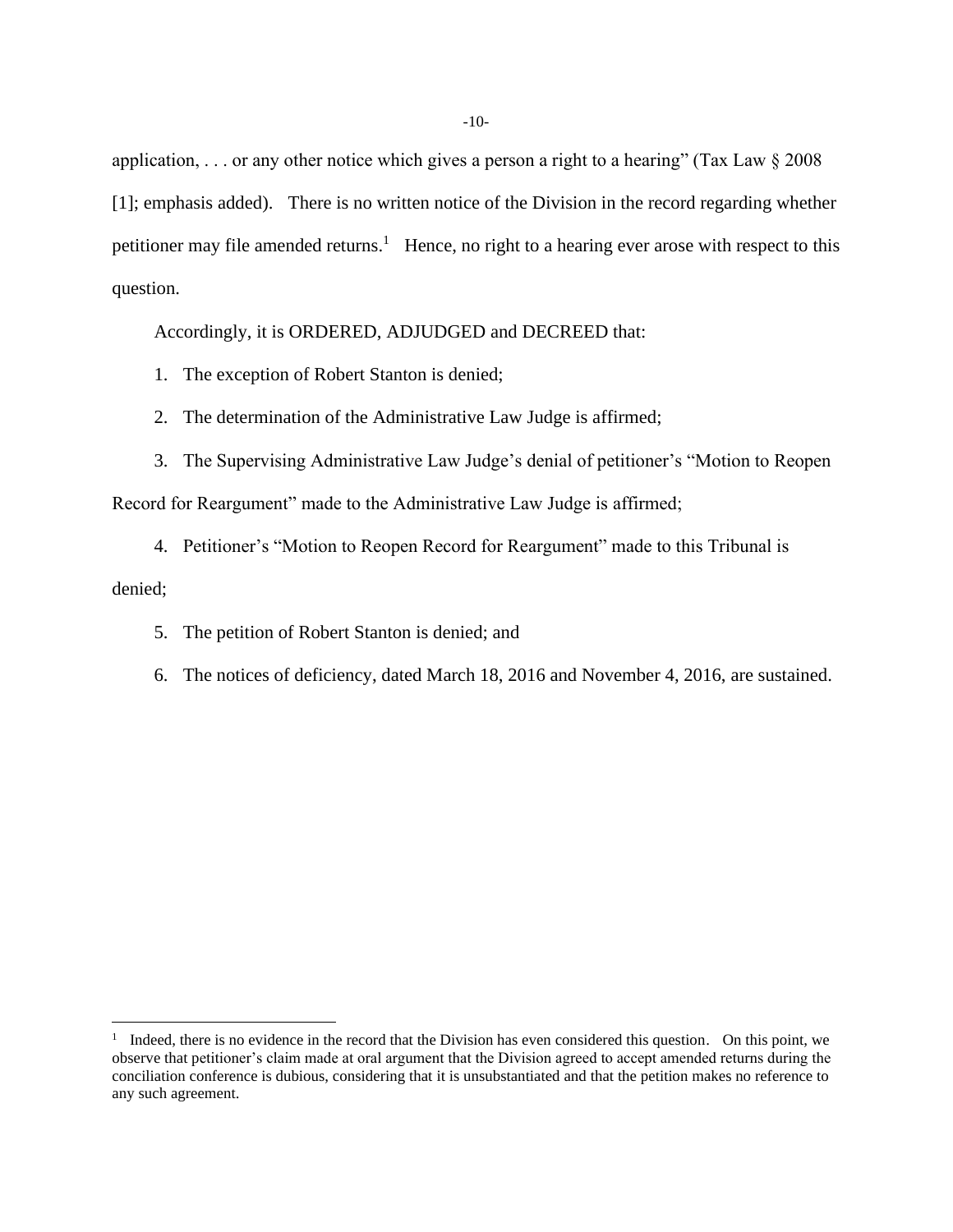application, . . . or any other notice which gives a person a right to a hearing" (Tax Law § 2008 [1]; emphasis added). There is no written notice of the Division in the record regarding whether petitioner may file amended returns.[1] Hence, no right to a hearing ever arose with respect to this question.

Accordingly, it is ORDERED, ADJUDGED and DECREED that:

1. The exception of Robert Stanton is denied;
2. The determination of the Administrative Law Judge is affirmed;
3. The Supervising Administrative Law Judge's denial of petitioner's "Motion to Reopen Record for Reargument" made to the Administrative Law Judge is affirmed;
4. Petitioner's "Motion to Reopen Record for Reargument" made to this Tribunal is denied;
5. The petition of Robert Stanton is denied; and
6. The notices of deficiency, dated March 18, 2016 and November 4, 2016, are sustained.

---

[1] Indeed, there is no evidence in the record that the Division has even considered this question. On this point, we observe that petitioner's claim made at oral argument that the Division agreed to accept amended returns during the conciliation conference is dubious, considering that it is unsubstantiated and that the petition makes no reference to any such agreement.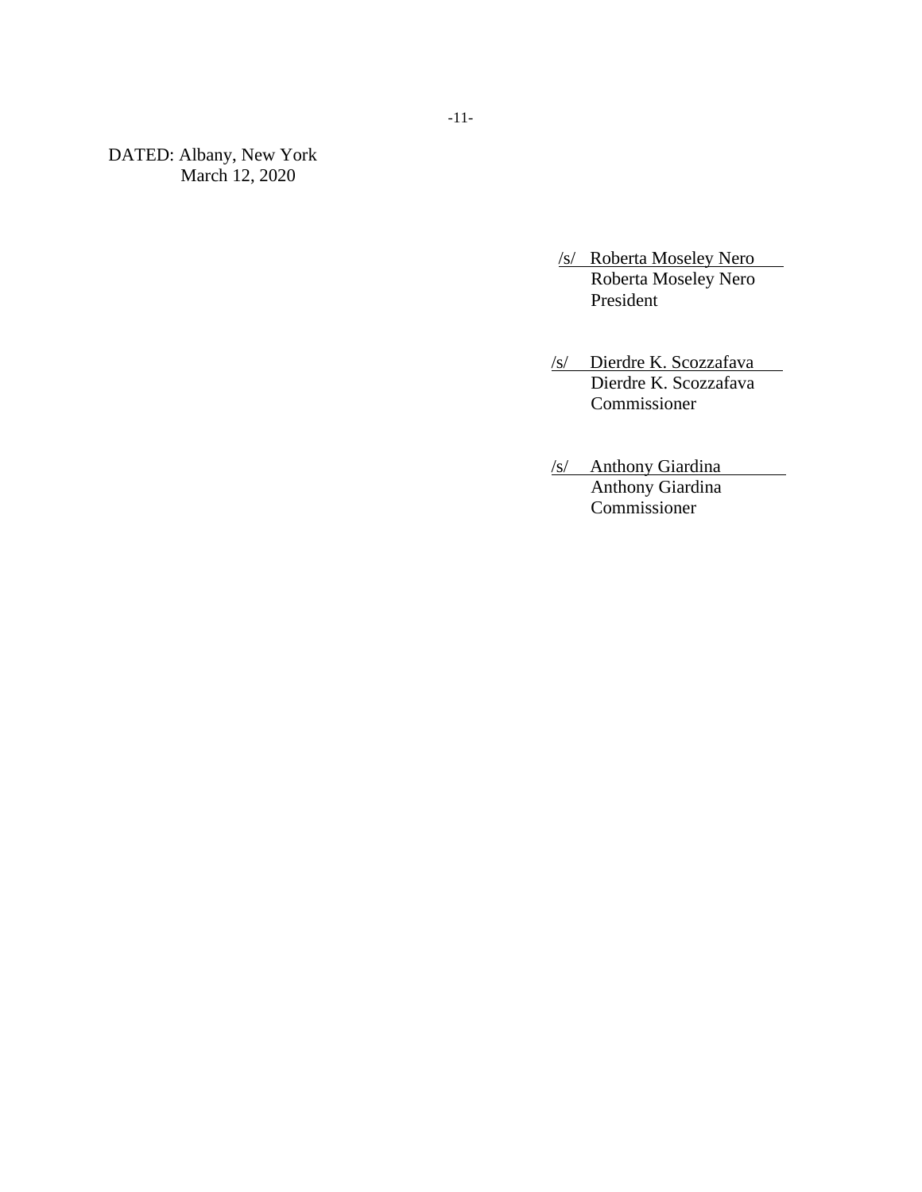DATED: Albany, New York
March 12, 2020

/s/ Roberta Moseley Nero
Roberta Moseley Nero
President

/s/ Dierdre K. Scozzafava
Dierdre K. Scozzafava
Commissioner

/s/ Anthony Giardina
Anthony Giardina
Commissioner